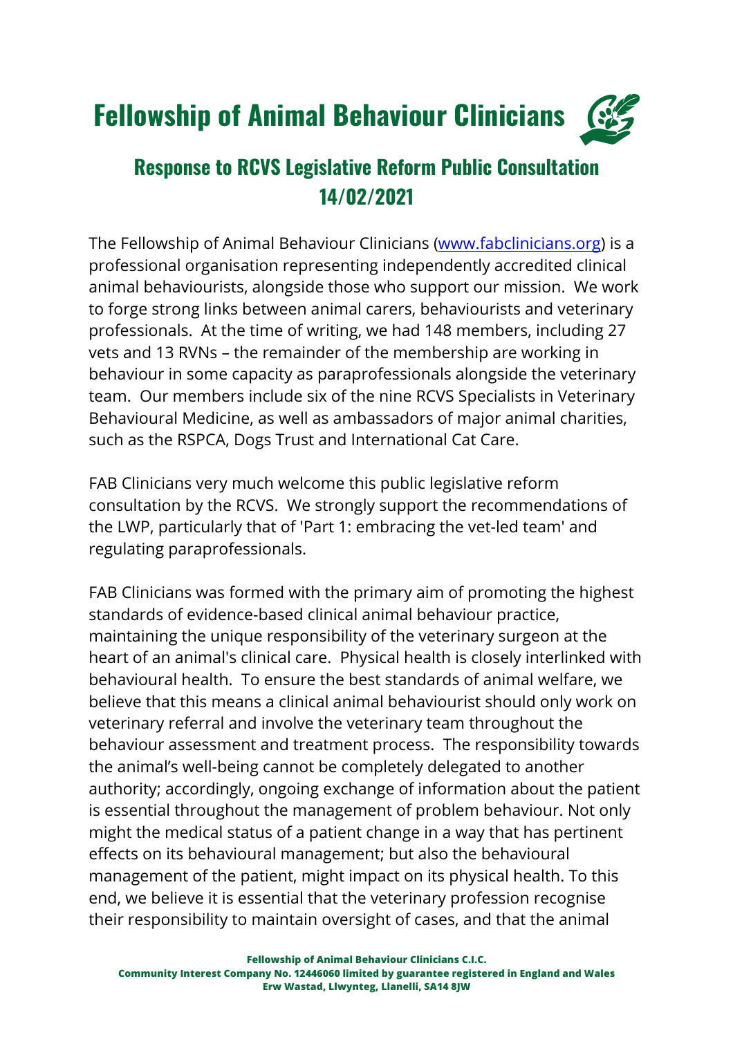# Fellowship of Animal Behaviour Clinicians

## Response to RCVS Legislative Reform Public Consultation 14/02/2021

The Fellowship of Animal Behaviour Clinicians ([www.fabclinicians.org](www.fabclinicians.org)) is a professional organisation representing independently accredited clinical animal behaviourists, alongside those who support our mission. We work to forge strong links between animal carers, behaviourists and veterinary professionals. At the time of writing, we had 148 members, including 27 vets and 13 RVNs – the remainder of the membership are working in behaviour in some capacity as paraprofessionals alongside the veterinary team. Our members include six of the nine RCVS Specialists in Veterinary Behavioural Medicine, as well as ambassadors of major animal charities, such as the RSPCA, Dogs Trust and International Cat Care.

FAB Clinicians very much welcome this public legislative reform consultation by the RCVS. We strongly support the recommendations of the LWP, particularly that of 'Part 1: embracing the vet-led team' and regulating paraprofessionals.

FAB Clinicians was formed with the primary aim of promoting the highest standards of evidence-based clinical animal behaviour practice, maintaining the unique responsibility of the veterinary surgeon at the heart of an animal's clinical care. Physical health is closely interlinked with behavioural health. To ensure the best standards of animal welfare, we believe that this means a clinical animal behaviourist should only work on veterinary referral and involve the veterinary team throughout the behaviour assessment and treatment process. The responsibility towards the animal's well-being cannot be completely delegated to another authority; accordingly, ongoing exchange of information about the patient is essential throughout the management of problem behaviour. Not only might the medical status of a patient change in a way that has pertinent effects on its behavioural management; but also the behavioural management of the patient, might impact on its physical health. To this end, we believe it is essential that the veterinary profession recognise their responsibility to maintain oversight of cases, and that the animal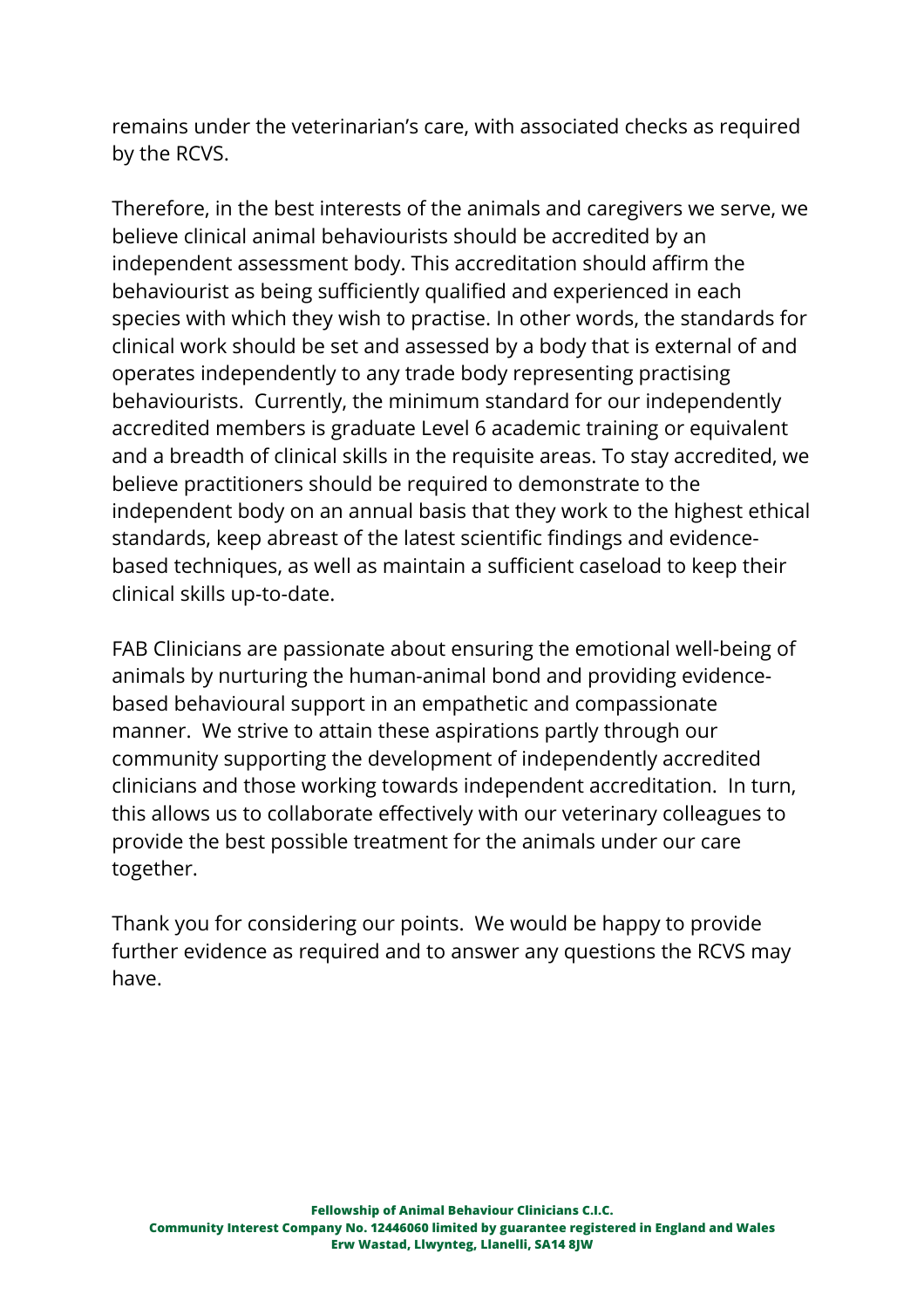remains under the veterinarian's care, with associated checks as required by the RCVS.

Therefore, in the best interests of the animals and caregivers we serve, we believe clinical animal behaviourists should be accredited by an independent assessment body. This accreditation should affirm the behaviourist as being sufficiently qualified and experienced in each species with which they wish to practise. In other words, the standards for clinical work should be set and assessed by a body that is external of and operates independently to any trade body representing practising behaviourists. Currently, the minimum standard for our independently accredited members is graduate Level 6 academic training or equivalent and a breadth of clinical skills in the requisite areas. To stay accredited, we believe practitioners should be required to demonstrate to the independent body on an annual basis that they work to the highest ethical standards, keep abreast of the latest scientific findings and evidence-based techniques, as well as maintain a sufficient caseload to keep their clinical skills up-to-date.

FAB Clinicians are passionate about ensuring the emotional well-being of animals by nurturing the human-animal bond and providing evidence-based behavioural support in an empathetic and compassionate manner. We strive to attain these aspirations partly through our community supporting the development of independently accredited clinicians and those working towards independent accreditation. In turn, this allows us to collaborate effectively with our veterinary colleagues to provide the best possible treatment for the animals under our care together.

Thank you for considering our points. We would be happy to provide further evidence as required and to answer any questions the RCVS may have.